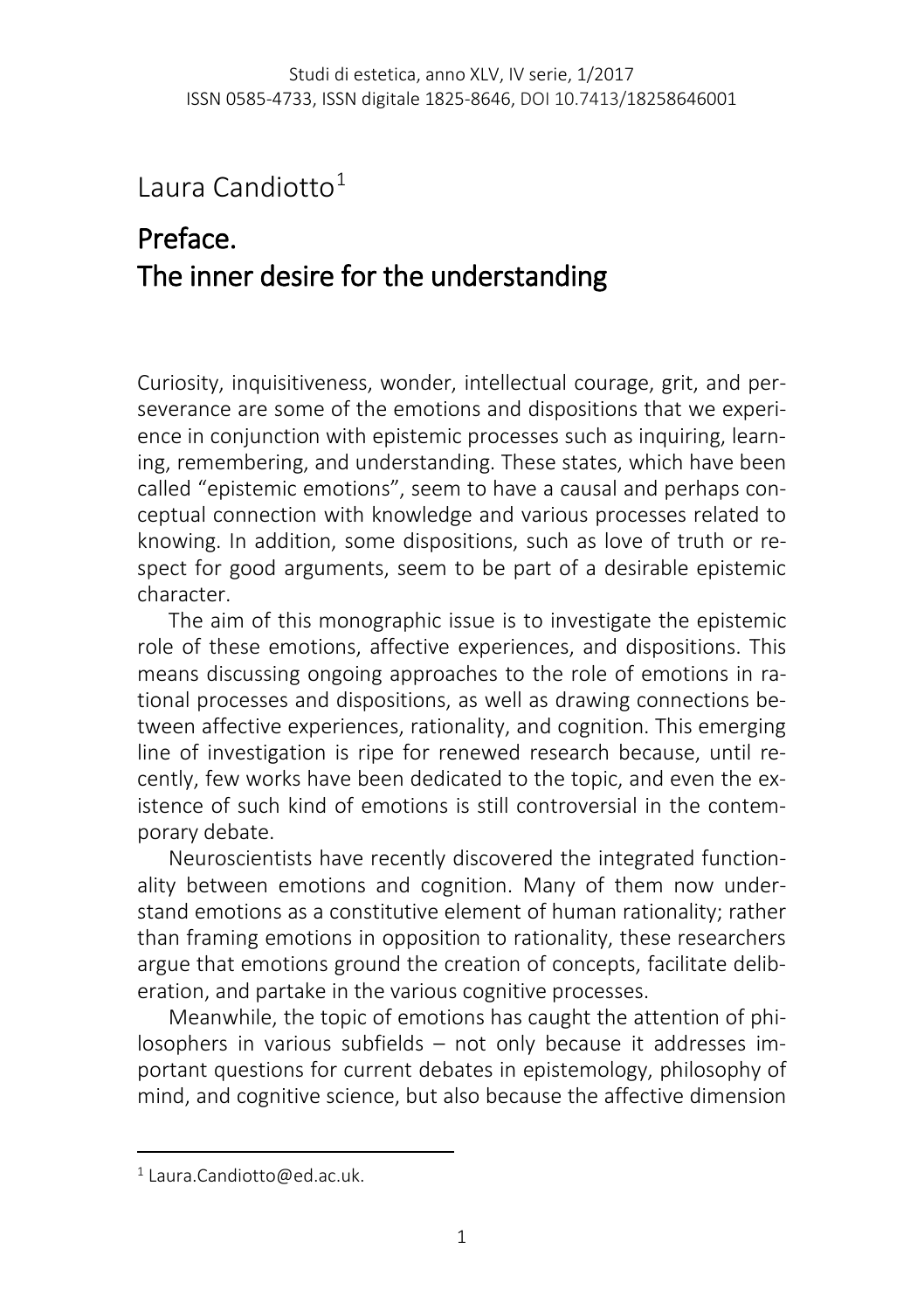Laura Candiotto[1]

# Preface. The inner desire for the understanding

Curiosity, inquisitiveness, wonder, intellectual courage, grit, and perseverance are some of the emotions and dispositions that we experience in conjunction with epistemic processes such as inquiring, learning, remembering, and understanding. These states, which have been called "epistemic emotions", seem to have a causal and perhaps conceptual connection with knowledge and various processes related to knowing. In addition, some dispositions, such as love of truth or respect for good arguments, seem to be part of a desirable epistemic character.

The aim of this monographic issue is to investigate the epistemic role of these emotions, affective experiences, and dispositions. This means discussing ongoing approaches to the role of emotions in rational processes and dispositions, as well as drawing connections between affective experiences, rationality, and cognition. This emerging line of investigation is ripe for renewed research because, until recently, few works have been dedicated to the topic, and even the existence of such kind of emotions is still controversial in the contemporary debate.

Neuroscientists have recently discovered the integrated functionality between emotions and cognition. Many of them now understand emotions as a constitutive element of human rationality; rather than framing emotions in opposition to rationality, these researchers argue that emotions ground the creation of concepts, facilitate deliberation, and partake in the various cognitive processes.

Meanwhile, the topic of emotions has caught the attention of philosophers in various subfields – not only because it addresses important questions for current debates in epistemology, philosophy of mind, and cognitive science, but also because the affective dimension

[1] Laura.Candiotto@ed.ac.uk.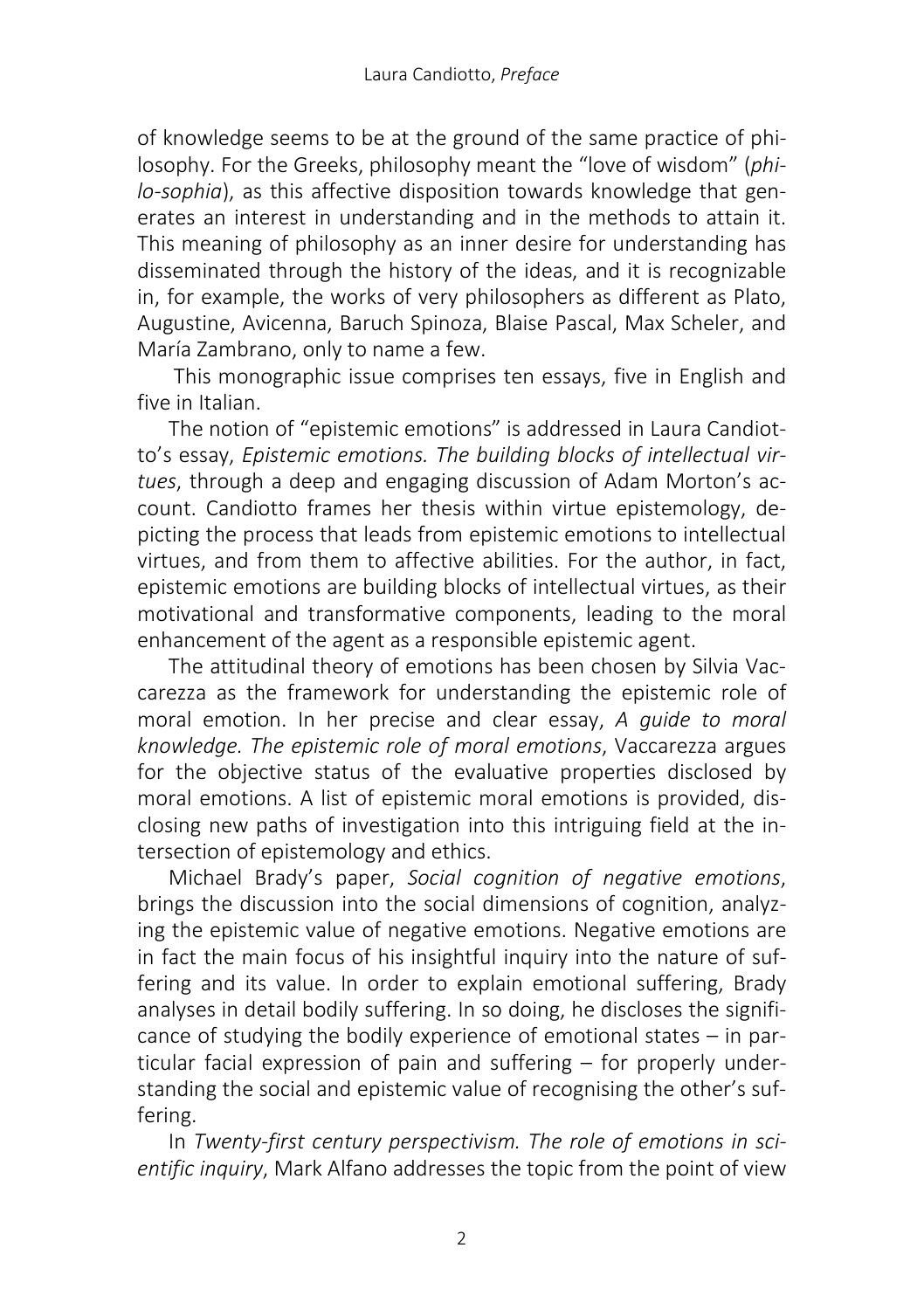of knowledge seems to be at the ground of the same practice of philosophy. For the Greeks, philosophy meant the "love of wisdom" (*philo-sophia*), as this affective disposition towards knowledge that generates an interest in understanding and in the methods to attain it. This meaning of philosophy as an inner desire for understanding has disseminated through the history of the ideas, and it is recognizable in, for example, the works of very philosophers as different as Plato, Augustine, Avicenna, Baruch Spinoza, Blaise Pascal, Max Scheler, and María Zambrano, only to name a few.

This monographic issue comprises ten essays, five in English and five in Italian.

The notion of "epistemic emotions" is addressed in Laura Candiotto's essay, *Epistemic emotions. The building blocks of intellectual virtues*, through a deep and engaging discussion of Adam Morton's account. Candiotto frames her thesis within virtue epistemology, depicting the process that leads from epistemic emotions to intellectual virtues, and from them to affective abilities. For the author, in fact, epistemic emotions are building blocks of intellectual virtues, as their motivational and transformative components, leading to the moral enhancement of the agent as a responsible epistemic agent.

The attitudinal theory of emotions has been chosen by Silvia Vaccarezza as the framework for understanding the epistemic role of moral emotion. In her precise and clear essay, *A guide to moral knowledge. The epistemic role of moral emotions*, Vaccarezza argues for the objective status of the evaluative properties disclosed by moral emotions. A list of epistemic moral emotions is provided, disclosing new paths of investigation into this intriguing field at the intersection of epistemology and ethics.

Michael Brady's paper, *Social cognition of negative emotions*, brings the discussion into the social dimensions of cognition, analyzing the epistemic value of negative emotions. Negative emotions are in fact the main focus of his insightful inquiry into the nature of suffering and its value. In order to explain emotional suffering, Brady analyses in detail bodily suffering. In so doing, he discloses the significance of studying the bodily experience of emotional states – in particular facial expression of pain and suffering – for properly understanding the social and epistemic value of recognising the other's suffering.

In *Twenty-first century perspectivism. The role of emotions in scientific inquiry*, Mark Alfano addresses the topic from the point of view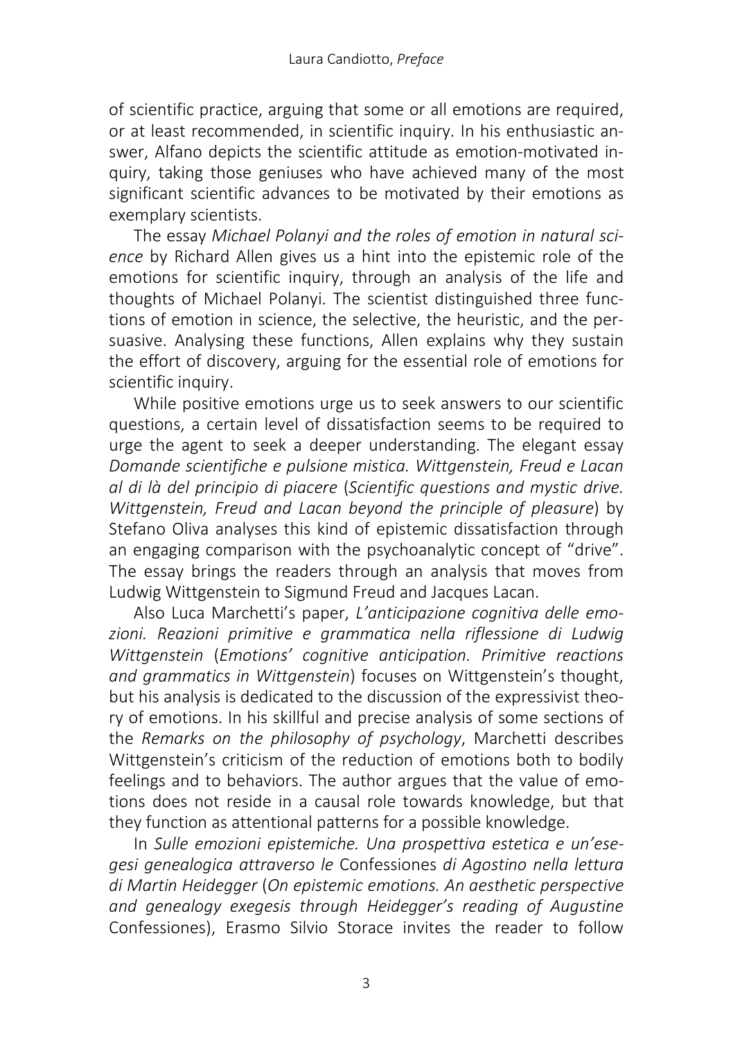of scientific practice, arguing that some or all emotions are required, or at least recommended, in scientific inquiry. In his enthusiastic answer, Alfano depicts the scientific attitude as emotion-motivated inquiry, taking those geniuses who have achieved many of the most significant scientific advances to be motivated by their emotions as exemplary scientists.

The essay *Michael Polanyi and the roles of emotion in natural science* by Richard Allen gives us a hint into the epistemic role of the emotions for scientific inquiry, through an analysis of the life and thoughts of Michael Polanyi. The scientist distinguished three functions of emotion in science, the selective, the heuristic, and the persuasive. Analysing these functions, Allen explains why they sustain the effort of discovery, arguing for the essential role of emotions for scientific inquiry.

While positive emotions urge us to seek answers to our scientific questions, a certain level of dissatisfaction seems to be required to urge the agent to seek a deeper understanding. The elegant essay *Domande scientifiche e pulsione mistica. Wittgenstein, Freud e Lacan al di là del principio di piacere* (*Scientific questions and mystic drive. Wittgenstein, Freud and Lacan beyond the principle of pleasure*) by Stefano Oliva analyses this kind of epistemic dissatisfaction through an engaging comparison with the psychoanalytic concept of "drive". The essay brings the readers through an analysis that moves from Ludwig Wittgenstein to Sigmund Freud and Jacques Lacan.

Also Luca Marchetti's paper, *L'anticipazione cognitiva delle emozioni. Reazioni primitive e grammatica nella riflessione di Ludwig Wittgenstein* (*Emotions' cognitive anticipation. Primitive reactions and grammatics in Wittgenstein*) focuses on Wittgenstein's thought, but his analysis is dedicated to the discussion of the expressivist theory of emotions. In his skillful and precise analysis of some sections of the *Remarks on the philosophy of psychology*, Marchetti describes Wittgenstein's criticism of the reduction of emotions both to bodily feelings and to behaviors. The author argues that the value of emotions does not reside in a causal role towards knowledge, but that they function as attentional patterns for a possible knowledge.

In *Sulle emozioni epistemiche. Una prospettiva estetica e un'esegesi genealogica attraverso le* Confessiones *di Agostino nella lettura di Martin Heidegger* (*On epistemic emotions. An aesthetic perspective and genealogy exegesis through Heidegger's reading of Augustine* Confessiones), Erasmo Silvio Storace invites the reader to follow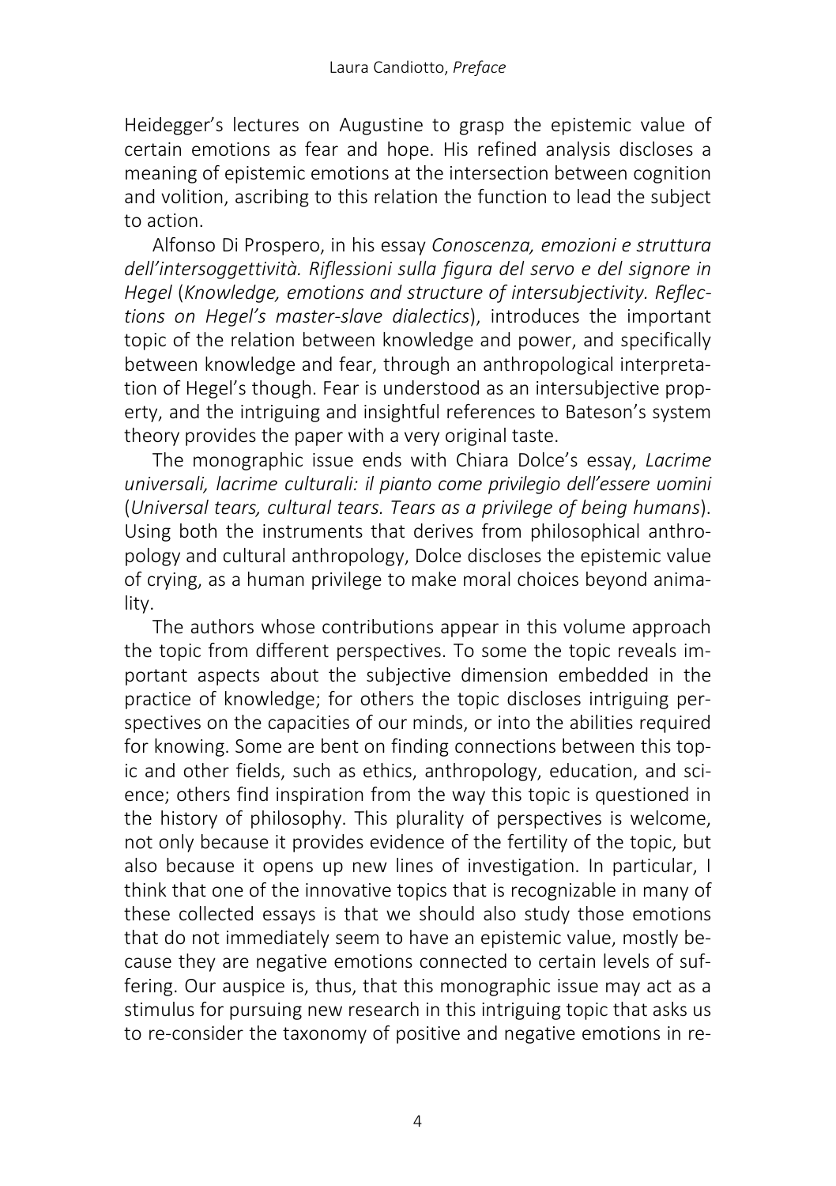Heidegger's lectures on Augustine to grasp the epistemic value of certain emotions as fear and hope. His refined analysis discloses a meaning of epistemic emotions at the intersection between cognition and volition, ascribing to this relation the function to lead the subject to action.

Alfonso Di Prospero, in his essay *Conoscenza, emozioni e struttura dell'intersoggettività. Riflessioni sulla figura del servo e del signore in Hegel* (*Knowledge, emotions and structure of intersubjectivity. Reflections on Hegel's master-slave dialectics*), introduces the important topic of the relation between knowledge and power, and specifically between knowledge and fear, through an anthropological interpretation of Hegel's though. Fear is understood as an intersubjective property, and the intriguing and insightful references to Bateson's system theory provides the paper with a very original taste.

The monographic issue ends with Chiara Dolce's essay, *Lacrime universali, lacrime culturali: il pianto come privilegio dell'essere uomini* (*Universal tears, cultural tears. Tears as a privilege of being humans*). Using both the instruments that derives from philosophical anthropology and cultural anthropology, Dolce discloses the epistemic value of crying, as a human privilege to make moral choices beyond animality.

The authors whose contributions appear in this volume approach the topic from different perspectives. To some the topic reveals important aspects about the subjective dimension embedded in the practice of knowledge; for others the topic discloses intriguing perspectives on the capacities of our minds, or into the abilities required for knowing. Some are bent on finding connections between this topic and other fields, such as ethics, anthropology, education, and science; others find inspiration from the way this topic is questioned in the history of philosophy. This plurality of perspectives is welcome, not only because it provides evidence of the fertility of the topic, but also because it opens up new lines of investigation. In particular, I think that one of the innovative topics that is recognizable in many of these collected essays is that we should also study those emotions that do not immediately seem to have an epistemic value, mostly because they are negative emotions connected to certain levels of suffering. Our auspice is, thus, that this monographic issue may act as a stimulus for pursuing new research in this intriguing topic that asks us to re-consider the taxonomy of positive and negative emotions in re-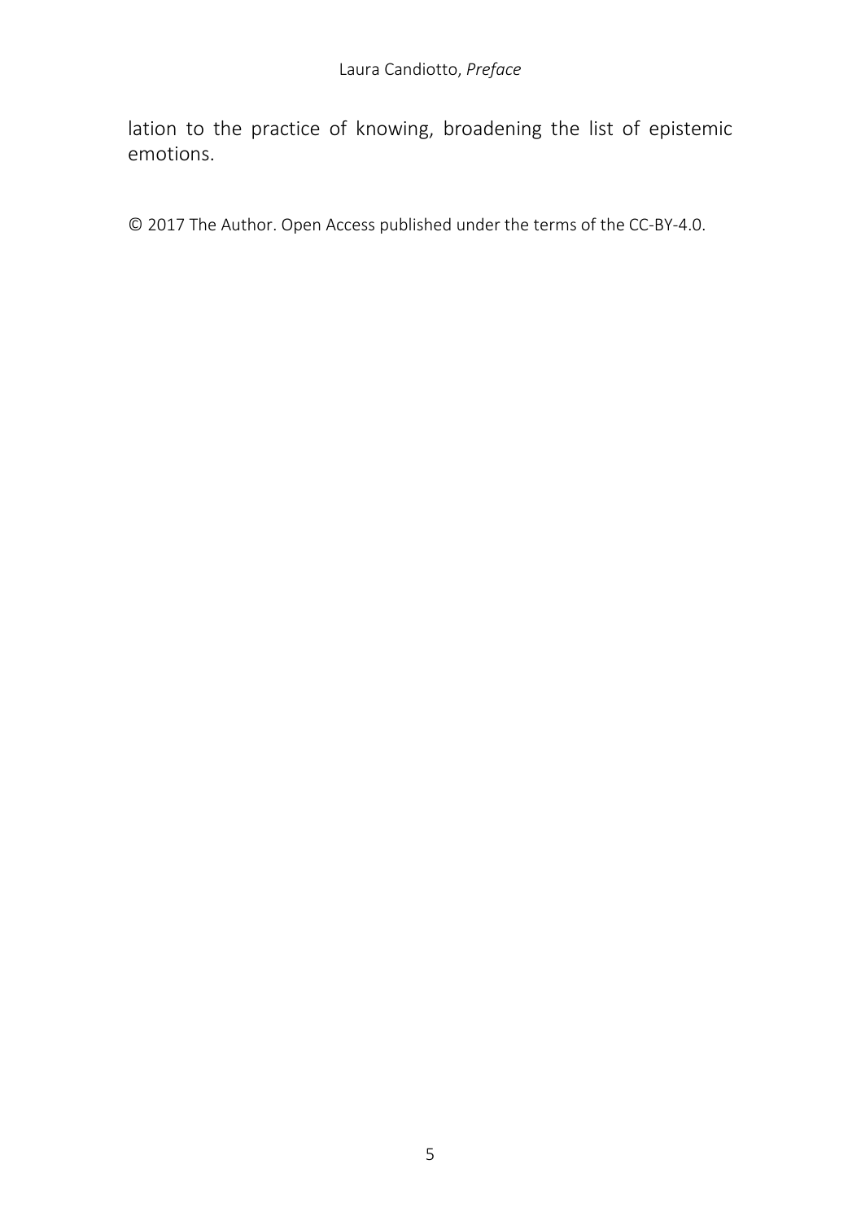lation to the practice of knowing, broadening the list of epistemic emotions.

© 2017 The Author. Open Access published under the terms of the CC-BY-4.0.